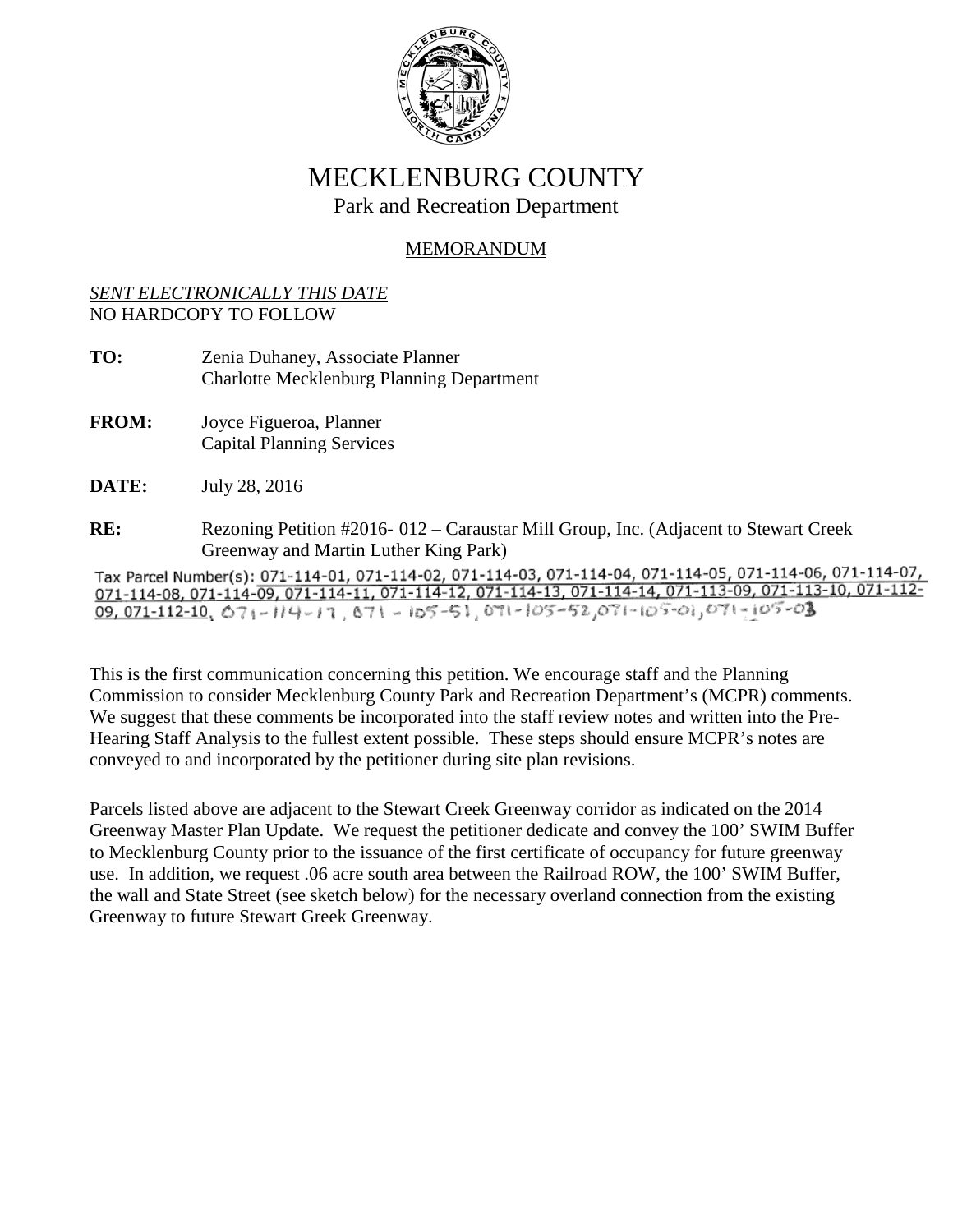# MECKLENBURG COUNTY

Park and Recreation Department

## MEMORANDUM

*SENT ELECTRONICALLY THIS DATE*
NO HARDCOPY TO FOLLOW

**TO:** Zenia Duhaney, Associate Planner
Charlotte Mecklenburg Planning Department

**FROM:** Joyce Figueroa, Planner
Capital Planning Services

**DATE:** July 28, 2016

**RE:** Rezoning Petition #2016- 012 – Caraustar Mill Group, Inc. (Adjacent to Stewart Creek Greenway and Martin Luther King Park)

Tax Parcel Number(s): 071-114-01, 071-114-02, 071-114-03, 071-114-04, 071-114-05, 071-114-06, 071-114-07, 071-114-08, 071-114-09, 071-114-11, 071-114-12, 071-114-13, 071-114-14, 071-113-09, 071-113-10, 071-112-09, 071-112-10, 071-114-17, 071-105-51, 071-105-52, 071-105-01, 071-105-03

This is the first communication concerning this petition. We encourage staff and the Planning Commission to consider Mecklenburg County Park and Recreation Department's (MCPR) comments. We suggest that these comments be incorporated into the staff review notes and written into the Pre-Hearing Staff Analysis to the fullest extent possible. These steps should ensure MCPR's notes are conveyed to and incorporated by the petitioner during site plan revisions.

Parcels listed above are adjacent to the Stewart Creek Greenway corridor as indicated on the 2014 Greenway Master Plan Update. We request the petitioner dedicate and convey the 100' SWIM Buffer to Mecklenburg County prior to the issuance of the first certificate of occupancy for future greenway use. In addition, we request .06 acre south area between the Railroad ROW, the 100' SWIM Buffer, the wall and State Street (see sketch below) for the necessary overland connection from the existing Greenway to future Stewart Greek Greenway.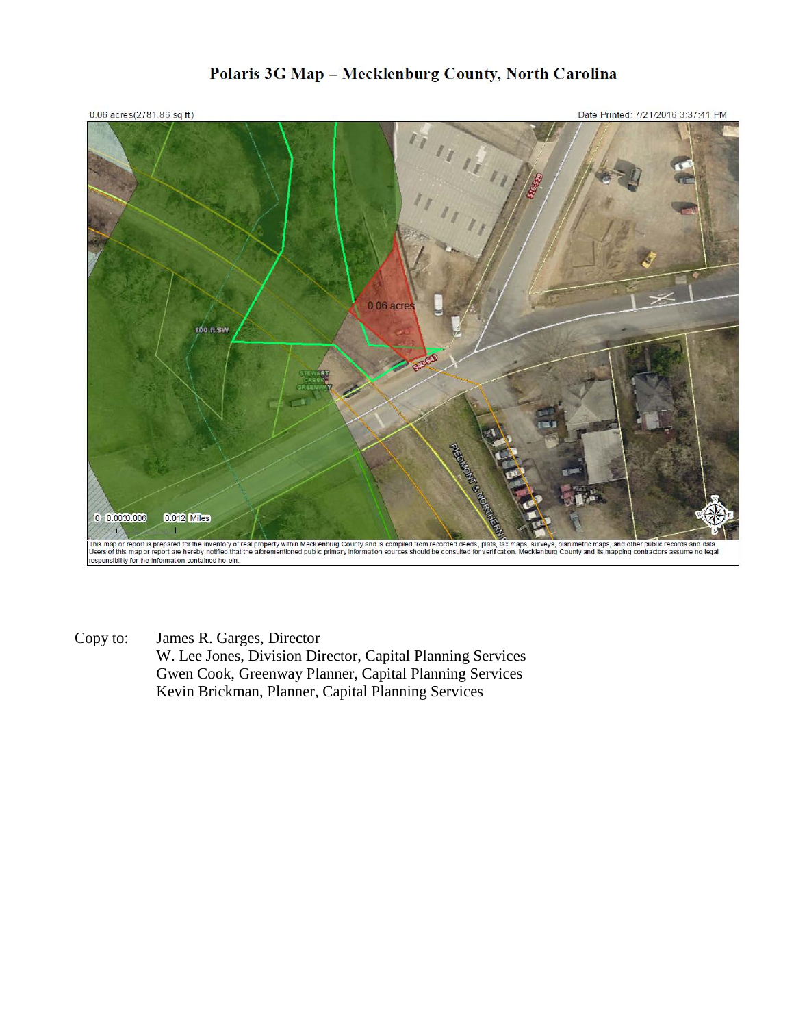# Polaris 3G Map – Mecklenburg County, North Carolina

0.06 acres(2781.86 sq ft)

Date Printed: 7/21/2016 3:37:41 PM

0.06 acres

100 ft SW

STEWART CREEK GREENWAY

PIEDMONT & NORTHERN

0 0.003 0.006 0.012 Miles

This map or report is prepared for the inventory of real property within Mecklenburg County and is compiled from recorded deeds, plats, tax maps, surveys, planimetric maps, and other public records and data. Users of this map or report are hereby notified that the aforementioned public primary information sources should be consulted for verification. Mecklenburg County and its mapping contractors assume no legal responsibility for the information contained herein.

Copy to: James R. Garges, Director
W. Lee Jones, Division Director, Capital Planning Services
Gwen Cook, Greenway Planner, Capital Planning Services
Kevin Brickman, Planner, Capital Planning Services